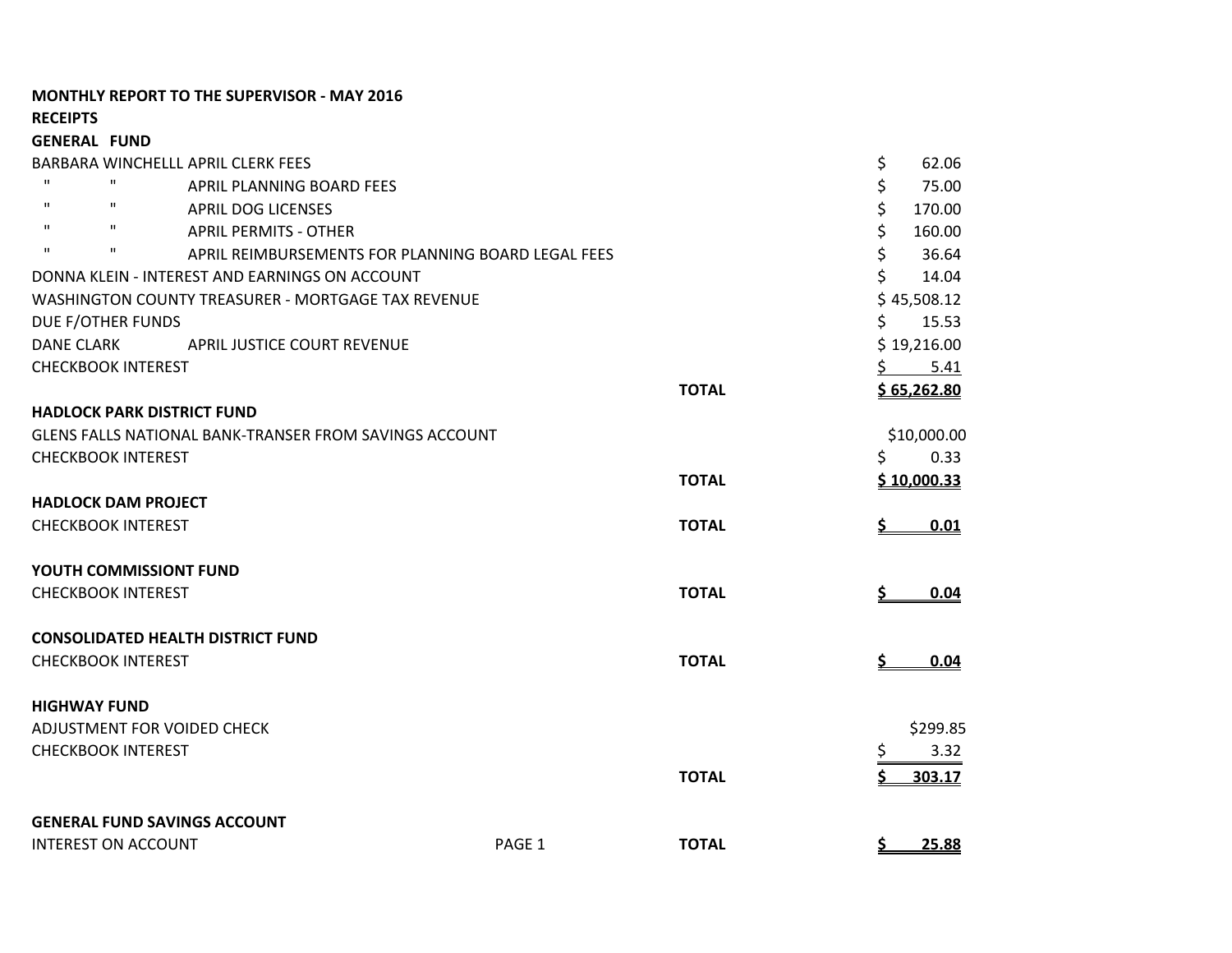**MONTHLY REPORT TO THE SUPERVISOR - MAY 2016**

**RECEIPTS**

**GENERAL FUND**

| | | |
|---|---|---|
| BARBARA WINCHELLL APRIL CLERK FEES | | $ 62.06 |
| " " APRIL PLANNING BOARD FEES | | $ 75.00 |
| " " APRIL DOG LICENSES | | $ 170.00 |
| " " APRIL PERMITS - OTHER | | $ 160.00 |
| " " APRIL REIMBURSEMENTS FOR PLANNING BOARD LEGAL FEES | | $ 36.64 |
| DONNA KLEIN - INTEREST AND EARNINGS ON ACCOUNT | | $ 14.04 |
| WASHINGTON COUNTY TREASURER - MORTGAGE TAX REVENUE | | $ 45,508.12 |
| DUE F/OTHER FUNDS | | $ 15.53 |
| DANE CLARK APRIL JUSTICE COURT REVENUE | | $ 19,216.00 |
| CHECKBOOK INTEREST | | $ 5.41 |
| | **TOTAL** | **$ 65,262.80** |

**HADLOCK PARK DISTRICT FUND**

| | | |
|---|---|---|
| GLENS FALLS NATIONAL BANK-TRANSER FROM SAVINGS ACCOUNT | | $10,000.00 |
| CHECKBOOK INTEREST | | $ 0.33 |
| | **TOTAL** | **$ 10,000.33** |

**HADLOCK DAM PROJECT**

| | | |
|---|---|---|
| CHECKBOOK INTEREST | **TOTAL** | **$ 0.01** |

**YOUTH COMMISSIONT FUND**

| | | |
|---|---|---|
| CHECKBOOK INTEREST | **TOTAL** | **$ 0.04** |

**CONSOLIDATED HEALTH DISTRICT FUND**

| | | |
|---|---|---|
| CHECKBOOK INTEREST | **TOTAL** | **$ 0.04** |

**HIGHWAY FUND**

| | | |
|---|---|---|
| ADJUSTMENT FOR VOIDED CHECK | | $299.85 |
| CHECKBOOK INTEREST | | $ 3.32 |
| | **TOTAL** | **$ 303.17** |

**GENERAL FUND SAVINGS ACCOUNT**

| | | |
|---|---|---|
| INTEREST ON ACCOUNT | **TOTAL** | **$ 25.88** |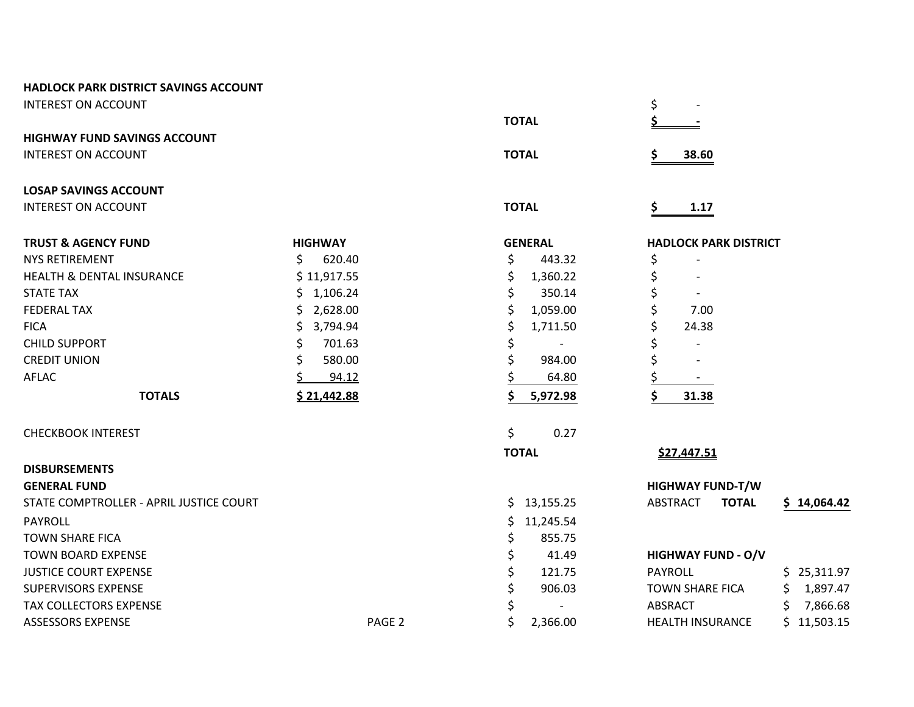**HADLOCK PARK DISTRICT SAVINGS ACCOUNT**

| | | |
|---|---|---|
| INTEREST ON ACCOUNT | | $ - |
| | **TOTAL** | **$ -** |

**HIGHWAY FUND SAVINGS ACCOUNT**

| | | |
|---|---|---|
| INTEREST ON ACCOUNT | **TOTAL** | **$ 38.60** |

**LOSAP SAVINGS ACCOUNT**

| | | |
|---|---|---|
| INTEREST ON ACCOUNT | **TOTAL** | **$ 1.17** |

| **TRUST & AGENCY FUND** | **HIGHWAY** | **GENERAL** | **HADLOCK PARK DISTRICT** |
|---|---|---|---|
| NYS RETIREMENT | $ 620.40 | $ 443.32 | $ - |
| HEALTH & DENTAL INSURANCE | $ 11,917.55 | $ 1,360.22 | $ - |
| STATE TAX | $ 1,106.24 | $ 350.14 | $ - |
| FEDERAL TAX | $ 2,628.00 | $ 1,059.00 | $ 7.00 |
| FICA | $ 3,794.94 | $ 1,711.50 | $ 24.38 |
| CHILD SUPPORT | $ 701.63 | $ - | $ - |
| CREDIT UNION | $ 580.00 | $ 984.00 | $ - |
| AFLAC | $ 94.12 | $ 64.80 | $ - |
| **TOTALS** | **$ 21,442.88** | **$ 5,972.98** | **$ 31.38** |
| CHECKBOOK INTEREST | | $ 0.27 | |
| | | **TOTAL** | **$27,447.51** |

**DISBURSEMENTS**

**GENERAL FUND**

| | |
|---|---|
| STATE COMPTROLLER - APRIL JUSTICE COURT | $ 13,155.25 |
| PAYROLL | $ 11,245.54 |
| TOWN SHARE FICA | $ 855.75 |
| TOWN BOARD EXPENSE | $ 41.49 |
| JUSTICE COURT EXPENSE | $ 121.75 |
| SUPERVISORS EXPENSE | $ 906.03 |
| TAX COLLECTORS EXPENSE | $ - |
| ASSESSORS EXPENSE | $ 2,366.00 |

**HIGHWAY FUND-T/W**

| | | |
|---|---|---|
| ABSTRACT | **TOTAL** | **$ 14,064.42** |

**HIGHWAY FUND - O/V**

| | |
|---|---|
| PAYROLL | $ 25,311.97 |
| TOWN SHARE FICA | $ 1,897.47 |
| ABSRACT | $ 7,866.68 |
| HEALTH INSURANCE | $ 11,503.15 |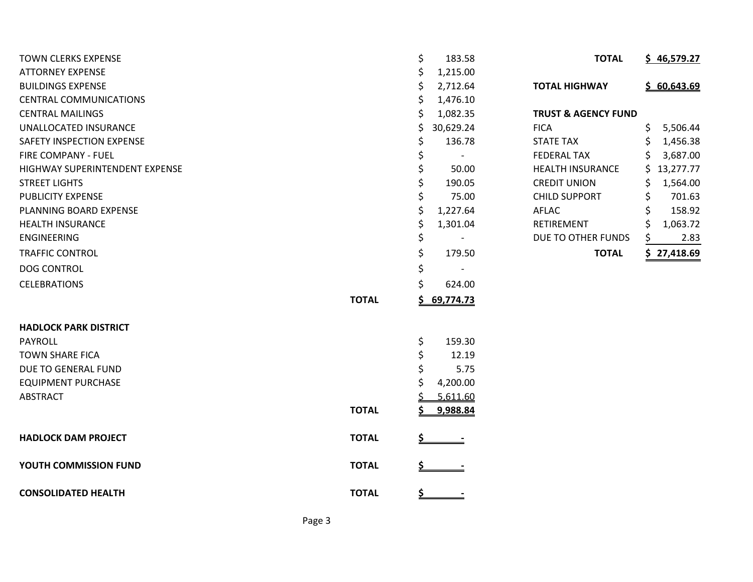| | | |
|---|---|---|
| TOWN CLERKS EXPENSE | | $ 183.58 |
| ATTORNEY EXPENSE | | $ 1,215.00 |
| BUILDINGS EXPENSE | | $ 2,712.64 |
| CENTRAL COMMUNICATIONS | | $ 1,476.10 |
| CENTRAL MAILINGS | | $ 1,082.35 |
| UNALLOCATED INSURANCE | | $ 30,629.24 |
| SAFETY INSPECTION EXPENSE | | $ 136.78 |
| FIRE COMPANY - FUEL | | $ - |
| HIGHWAY SUPERINTENDENT EXPENSE | | $ 50.00 |
| STREET LIGHTS | | $ 190.05 |
| PUBLICITY EXPENSE | | $ 75.00 |
| PLANNING BOARD EXPENSE | | $ 1,227.64 |
| HEALTH INSURANCE | | $ 1,301.04 |
| ENGINEERING | | $ - |
| TRAFFIC CONTROL | | $ 179.50 |
| DOG CONTROL | | $ - |
| CELEBRATIONS | | $ 624.00 |
| | **TOTAL** | **$ 69,774.73** |

**HADLOCK PARK DISTRICT**

| | | |
|---|---|---|
| PAYROLL | | $ 159.30 |
| TOWN SHARE FICA | | $ 12.19 |
| DUE TO GENERAL FUND | | $ 5.75 |
| EQUIPMENT PURCHASE | | $ 4,200.00 |
| ABSTRACT | | $ 5,611.60 |
| | **TOTAL** | **$ 9,988.84** |

| | | |
|---|---|---|
| **HADLOCK DAM PROJECT** | **TOTAL** | **$ -** |
| **YOUTH COMMISSION FUND** | **TOTAL** | **$ -** |
| **CONSOLIDATED HEALTH** | **TOTAL** | **$ -** |

| | |
|---|---|
| **TOTAL** | **$ 46,579.27** |
| **TOTAL HIGHWAY** | **$ 60,643.69** |

**TRUST & AGENCY FUND**

| | |
|---|---|
| FICA | $ 5,506.44 |
| STATE TAX | $ 1,456.38 |
| FEDERAL TAX | $ 3,687.00 |
| HEALTH INSURANCE | $ 13,277.77 |
| CREDIT UNION | $ 1,564.00 |
| CHILD SUPPORT | $ 701.63 |
| AFLAC | $ 158.92 |
| RETIREMENT | $ 1,063.72 |
| DUE TO OTHER FUNDS | $ 2.83 |
| **TOTAL** | **$ 27,418.69** |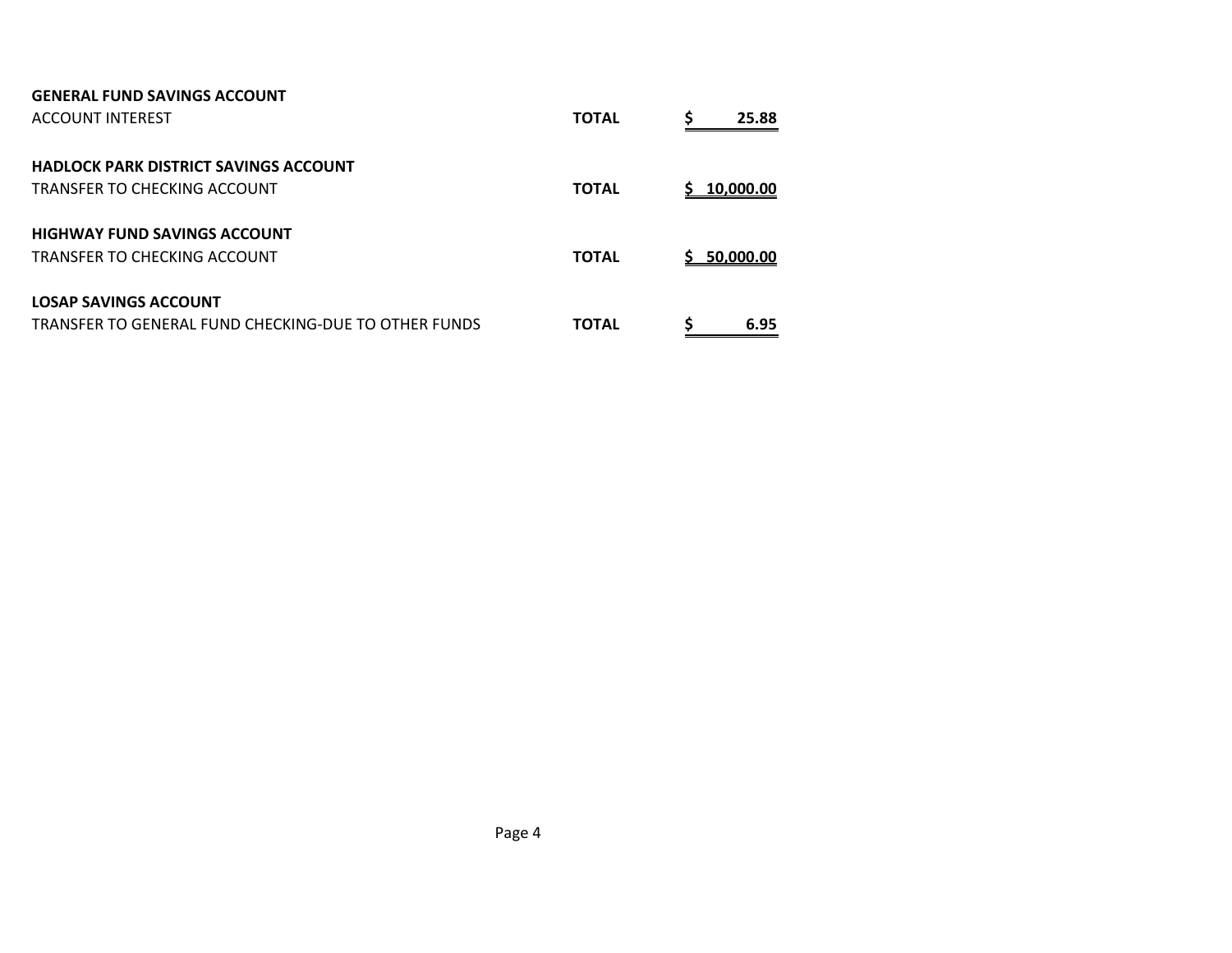**GENERAL FUND SAVINGS ACCOUNT**

| | | |
|---|---|---|
| ACCOUNT INTEREST | **TOTAL** | **$ 25.88** |

**HADLOCK PARK DISTRICT SAVINGS ACCOUNT**

| | | |
|---|---|---|
| TRANSFER TO CHECKING ACCOUNT | **TOTAL** | **$ 10,000.00** |

**HIGHWAY FUND SAVINGS ACCOUNT**

| | | |
|---|---|---|
| TRANSFER TO CHECKING ACCOUNT | **TOTAL** | **$ 50,000.00** |

**LOSAP SAVINGS ACCOUNT**

| | | |
|---|---|---|
| TRANSFER TO GENERAL FUND CHECKING-DUE TO OTHER FUNDS | **TOTAL** | **$ 6.95** |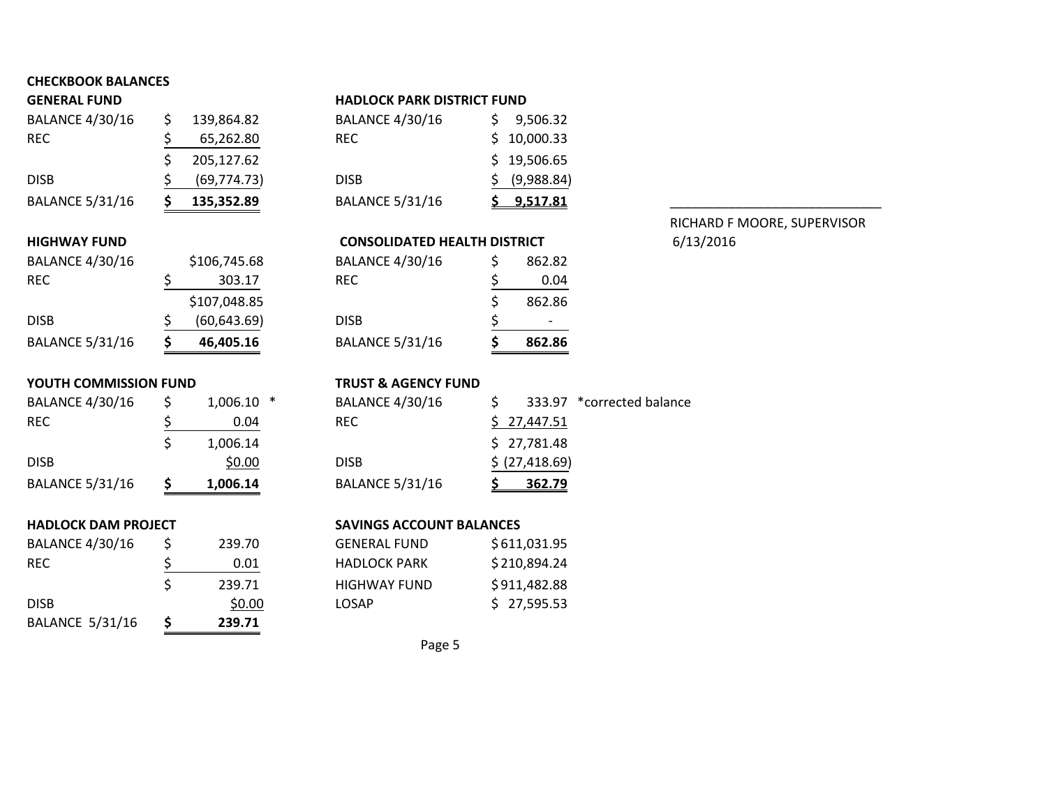## CHECKBOOK BALANCES

### GENERAL FUND

| | | |
|---|---|---|
| BALANCE 4/30/16 | $ | 139,864.82 |
| REC | $ | 65,262.80 |
| | $ | 205,127.62 |
| DISB | $ | (69,774.73) |
| BALANCE 5/31/16 | **$** | **135,352.89** |

### HADLOCK PARK DISTRICT FUND

| | |
|---|---|
| BALANCE 4/30/16 | $ 9,506.32 |
| REC | $ 10,000.33 |
| | $ 19,506.65 |
| DISB | $ (9,988.84) |
| BALANCE 5/31/16 | **$ 9,517.81** |

______________________________

RICHARD F MOORE, SUPERVISOR

6/13/2016

### HIGHWAY FUND

| | | |
|---|---|---|
| BALANCE 4/30/16 | | $106,745.68 |
| REC | $ | 303.17 |
| | | $107,048.85 |
| DISB | $ | (60,643.69) |
| BALANCE 5/31/16 | **$** | **46,405.16** |

### CONSOLIDATED HEALTH DISTRICT

| | | |
|---|---|---|
| BALANCE 4/30/16 | $ | 862.82 |
| REC | $ | 0.04 |
| | $ | 862.86 |
| DISB | $ | - |
| BALANCE 5/31/16 | **$** | **862.86** |

### YOUTH COMMISSION FUND

| | | |
|---|---|---|
| BALANCE 4/30/16 | $ | 1,006.10 * |
| REC | $ | 0.04 |
| | $ | 1,006.14 |
| DISB | | $0.00 |
| BALANCE 5/31/16 | **$** | **1,006.14** |

### TRUST & AGENCY FUND

| | | |
|---|---|---|
| BALANCE 4/30/16 | $ 333.97 | *corrected balance |
| REC | $ 27,447.51 | |
| | $ 27,781.48 | |
| DISB | $ (27,418.69) | |
| BALANCE 5/31/16 | **$ 362.79** | |

### HADLOCK DAM PROJECT

| | | |
|---|---|---|
| BALANCE 4/30/16 | $ | 239.70 |
| REC | $ | 0.01 |
| | $ | 239.71 |
| DISB | | $0.00 |
| BALANCE 5/31/16 | **$** | **239.71** |

### SAVINGS ACCOUNT BALANCES

| | |
|---|---|
| GENERAL FUND | $ 611,031.95 |
| HADLOCK PARK | $ 210,894.24 |
| HIGHWAY FUND | $ 911,482.88 |
| LOSAP | $ 27,595.53 |